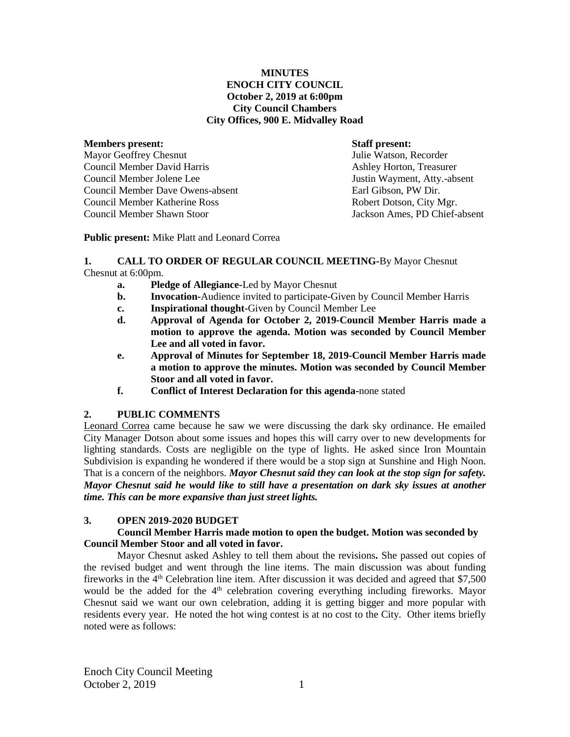**MINUTES**
**ENOCH CITY COUNCIL**
**October 2, 2019 at 6:00pm**
**City Council Chambers**
**City Offices, 900 E. Midvalley Road**

| **Members present:** | **Staff present:** |
|---|---|
| Mayor Geoffrey Chesnut | Julie Watson, Recorder |
| Council Member David Harris | Ashley Horton, Treasurer |
| Council Member Jolene Lee | Justin Wayment, Atty.-absent |
| Council Member Dave Owens-absent | Earl Gibson, PW Dir. |
| Council Member Katherine Ross | Robert Dotson, City Mgr. |
| Council Member Shawn Stoor | Jackson Ames, PD Chief-absent |

**Public present:** Mike Platt and Leonard Correa

**1. CALL TO ORDER OF REGULAR COUNCIL MEETING-**By Mayor Chesnut Chesnut at 6:00pm.

- **a. Pledge of Allegiance-**Led by Mayor Chesnut
- **b. Invocation-**Audience invited to participate-Given by Council Member Harris
- **c. Inspirational thought-**Given by Council Member Lee
- **d. Approval of Agenda for October 2, 2019-Council Member Harris made a motion to approve the agenda. Motion was seconded by Council Member Lee and all voted in favor.**
- **e. Approval of Minutes for September 18, 2019-Council Member Harris made a motion to approve the minutes. Motion was seconded by Council Member Stoor and all voted in favor.**
- **f. Conflict of Interest Declaration for this agenda-**none stated

**2. PUBLIC COMMENTS**

Leonard Correa came because he saw we were discussing the dark sky ordinance. He emailed City Manager Dotson about some issues and hopes this will carry over to new developments for lighting standards. Costs are negligible on the type of lights. He asked since Iron Mountain Subdivision is expanding he wondered if there would be a stop sign at Sunshine and High Noon. That is a concern of the neighbors. ***Mayor Chesnut said they can look at the stop sign for safety. Mayor Chesnut said he would like to still have a presentation on dark sky issues at another time. This can be more expansive than just street lights.***

**3. OPEN 2019-2020 BUDGET**

**Council Member Harris made motion to open the budget. Motion was seconded by Council Member Stoor and all voted in favor.**

Mayor Chesnut asked Ashley to tell them about the revisions**.** She passed out copies of the revised budget and went through the line items. The main discussion was about funding fireworks in the 4th Celebration line item. After discussion it was decided and agreed that $7,500 would be the added for the 4th celebration covering everything including fireworks. Mayor Chesnut said we want our own celebration, adding it is getting bigger and more popular with residents every year. He noted the hot wing contest is at no cost to the City. Other items briefly noted were as follows: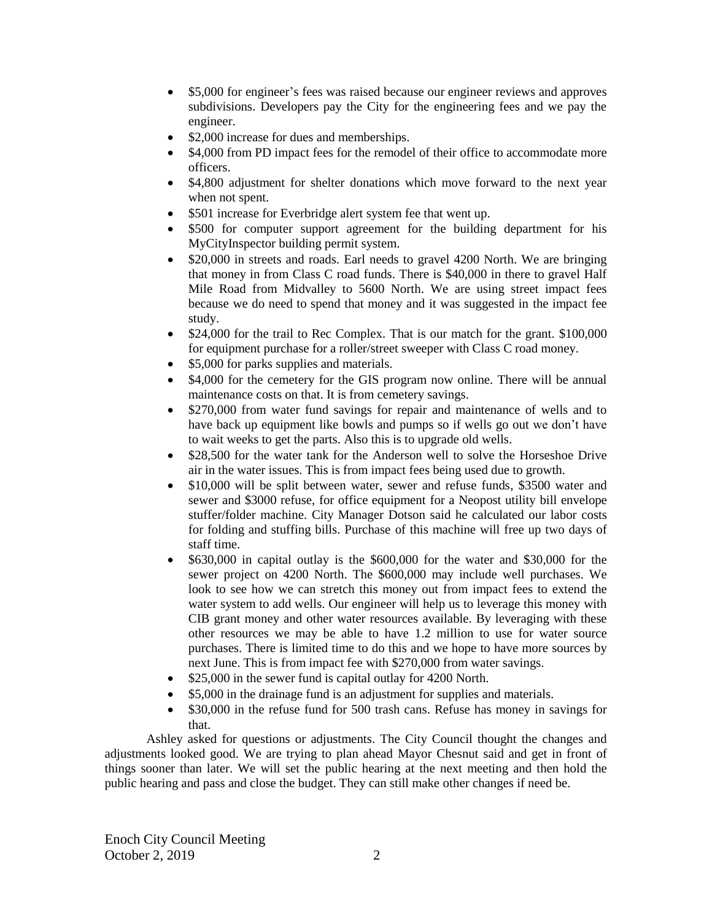- $5,000 for engineer's fees was raised because our engineer reviews and approves subdivisions. Developers pay the City for the engineering fees and we pay the engineer.
- $2,000 increase for dues and memberships.
- $4,000 from PD impact fees for the remodel of their office to accommodate more officers.
- $4,800 adjustment for shelter donations which move forward to the next year when not spent.
- $501 increase for Everbridge alert system fee that went up.
- $500 for computer support agreement for the building department for his MyCityInspector building permit system.
- $20,000 in streets and roads. Earl needs to gravel 4200 North. We are bringing that money in from Class C road funds. There is $40,000 in there to gravel Half Mile Road from Midvalley to 5600 North. We are using street impact fees because we do need to spend that money and it was suggested in the impact fee study.
- $24,000 for the trail to Rec Complex. That is our match for the grant. $100,000 for equipment purchase for a roller/street sweeper with Class C road money.
- $5,000 for parks supplies and materials.
- $4,000 for the cemetery for the GIS program now online. There will be annual maintenance costs on that. It is from cemetery savings.
- $270,000 from water fund savings for repair and maintenance of wells and to have back up equipment like bowls and pumps so if wells go out we don't have to wait weeks to get the parts. Also this is to upgrade old wells.
- $28,500 for the water tank for the Anderson well to solve the Horseshoe Drive air in the water issues. This is from impact fees being used due to growth.
- $10,000 will be split between water, sewer and refuse funds, $3500 water and sewer and $3000 refuse, for office equipment for a Neopost utility bill envelope stuffer/folder machine. City Manager Dotson said he calculated our labor costs for folding and stuffing bills. Purchase of this machine will free up two days of staff time.
- $630,000 in capital outlay is the $600,000 for the water and $30,000 for the sewer project on 4200 North. The $600,000 may include well purchases. We look to see how we can stretch this money out from impact fees to extend the water system to add wells. Our engineer will help us to leverage this money with CIB grant money and other water resources available. By leveraging with these other resources we may be able to have 1.2 million to use for water source purchases. There is limited time to do this and we hope to have more sources by next June. This is from impact fee with $270,000 from water savings.
- $25,000 in the sewer fund is capital outlay for 4200 North.
- $5,000 in the drainage fund is an adjustment for supplies and materials.
- $30,000 in the refuse fund for 500 trash cans. Refuse has money in savings for that.

Ashley asked for questions or adjustments. The City Council thought the changes and adjustments looked good. We are trying to plan ahead Mayor Chesnut said and get in front of things sooner than later. We will set the public hearing at the next meeting and then hold the public hearing and pass and close the budget. They can still make other changes if need be.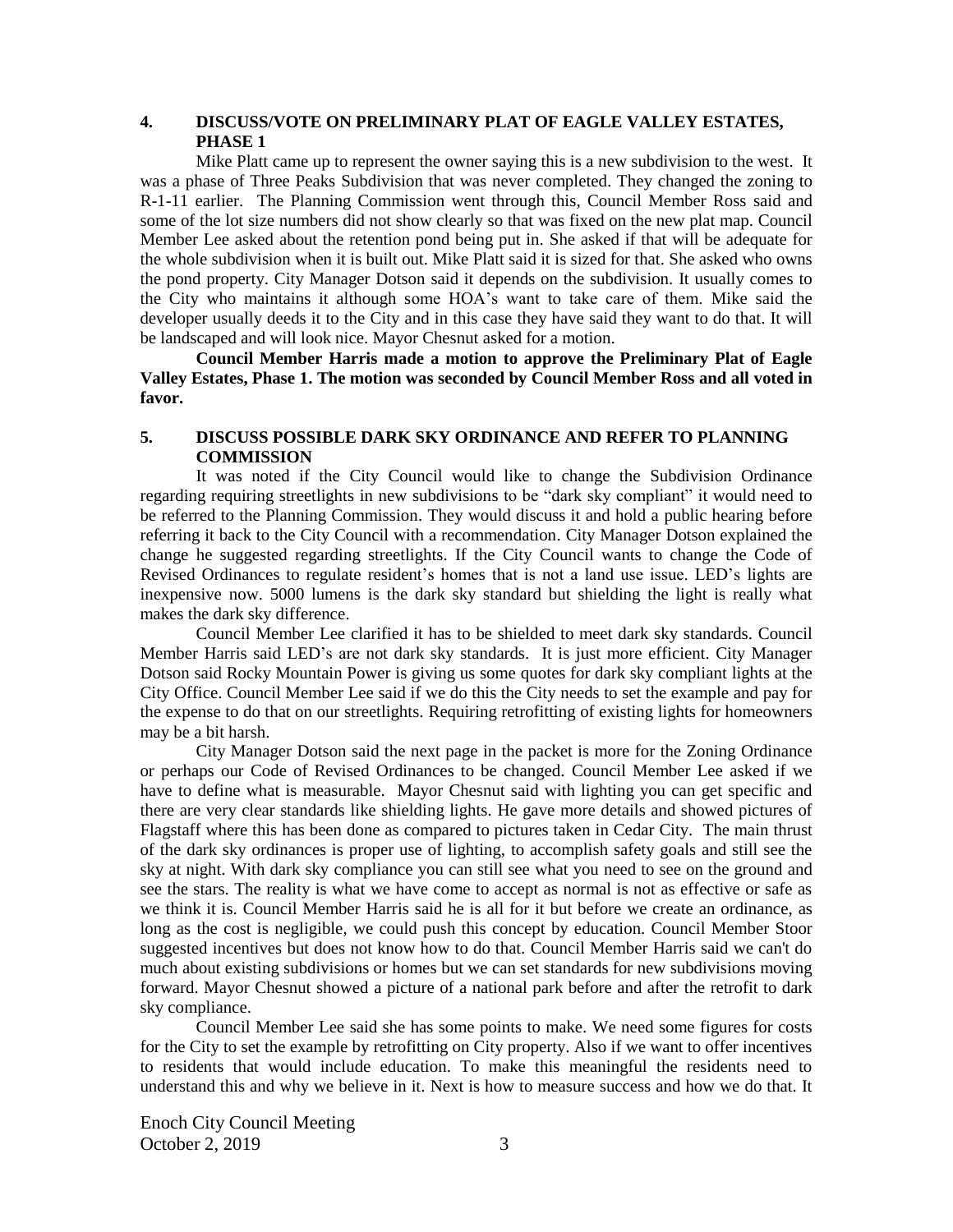## 4. DISCUSS/VOTE ON PRELIMINARY PLAT OF EAGLE VALLEY ESTATES, PHASE 1

Mike Platt came up to represent the owner saying this is a new subdivision to the west. It was a phase of Three Peaks Subdivision that was never completed. They changed the zoning to R-1-11 earlier. The Planning Commission went through this, Council Member Ross said and some of the lot size numbers did not show clearly so that was fixed on the new plat map. Council Member Lee asked about the retention pond being put in. She asked if that will be adequate for the whole subdivision when it is built out. Mike Platt said it is sized for that. She asked who owns the pond property. City Manager Dotson said it depends on the subdivision. It usually comes to the City who maintains it although some HOA's want to take care of them. Mike said the developer usually deeds it to the City and in this case they have said they want to do that. It will be landscaped and will look nice. Mayor Chesnut asked for a motion.

**Council Member Harris made a motion to approve the Preliminary Plat of Eagle Valley Estates, Phase 1. The motion was seconded by Council Member Ross and all voted in favor.**

## 5. DISCUSS POSSIBLE DARK SKY ORDINANCE AND REFER TO PLANNING COMMISSION

It was noted if the City Council would like to change the Subdivision Ordinance regarding requiring streetlights in new subdivisions to be "dark sky compliant" it would need to be referred to the Planning Commission. They would discuss it and hold a public hearing before referring it back to the City Council with a recommendation. City Manager Dotson explained the change he suggested regarding streetlights. If the City Council wants to change the Code of Revised Ordinances to regulate resident's homes that is not a land use issue. LED's lights are inexpensive now. 5000 lumens is the dark sky standard but shielding the light is really what makes the dark sky difference.

Council Member Lee clarified it has to be shielded to meet dark sky standards. Council Member Harris said LED's are not dark sky standards. It is just more efficient. City Manager Dotson said Rocky Mountain Power is giving us some quotes for dark sky compliant lights at the City Office. Council Member Lee said if we do this the City needs to set the example and pay for the expense to do that on our streetlights. Requiring retrofitting of existing lights for homeowners may be a bit harsh.

City Manager Dotson said the next page in the packet is more for the Zoning Ordinance or perhaps our Code of Revised Ordinances to be changed. Council Member Lee asked if we have to define what is measurable. Mayor Chesnut said with lighting you can get specific and there are very clear standards like shielding lights. He gave more details and showed pictures of Flagstaff where this has been done as compared to pictures taken in Cedar City. The main thrust of the dark sky ordinances is proper use of lighting, to accomplish safety goals and still see the sky at night. With dark sky compliance you can still see what you need to see on the ground and see the stars. The reality is what we have come to accept as normal is not as effective or safe as we think it is. Council Member Harris said he is all for it but before we create an ordinance, as long as the cost is negligible, we could push this concept by education. Council Member Stoor suggested incentives but does not know how to do that. Council Member Harris said we can't do much about existing subdivisions or homes but we can set standards for new subdivisions moving forward. Mayor Chesnut showed a picture of a national park before and after the retrofit to dark sky compliance.

Council Member Lee said she has some points to make. We need some figures for costs for the City to set the example by retrofitting on City property. Also if we want to offer incentives to residents that would include education. To make this meaningful the residents need to understand this and why we believe in it. Next is how to measure success and how we do that. It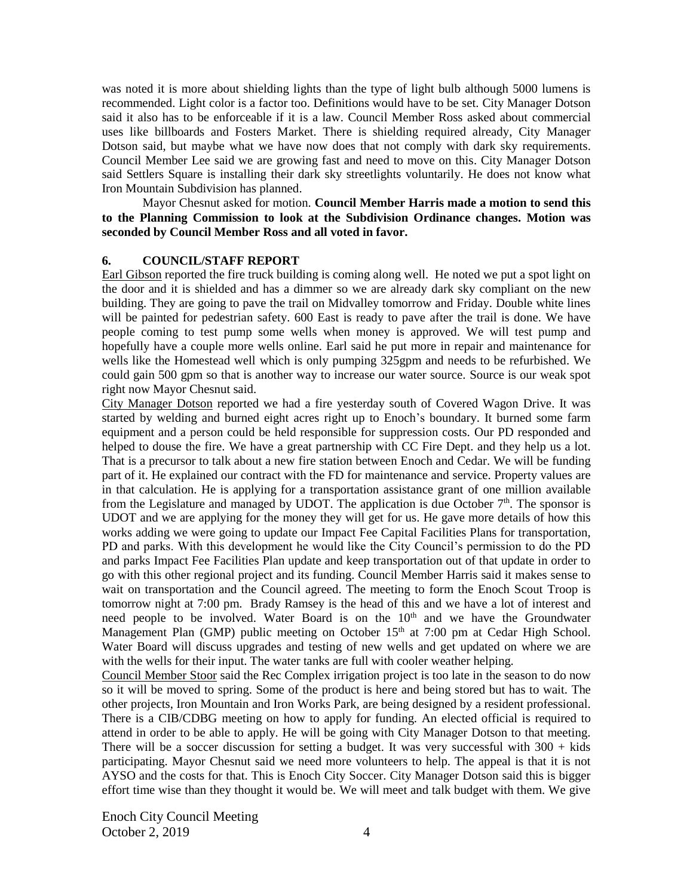was noted it is more about shielding lights than the type of light bulb although 5000 lumens is recommended. Light color is a factor too. Definitions would have to be set. City Manager Dotson said it also has to be enforceable if it is a law. Council Member Ross asked about commercial uses like billboards and Fosters Market. There is shielding required already, City Manager Dotson said, but maybe what we have now does that not comply with dark sky requirements. Council Member Lee said we are growing fast and need to move on this. City Manager Dotson said Settlers Square is installing their dark sky streetlights voluntarily. He does not know what Iron Mountain Subdivision has planned.

Mayor Chesnut asked for motion. **Council Member Harris made a motion to send this to the Planning Commission to look at the Subdivision Ordinance changes. Motion was seconded by Council Member Ross and all voted in favor.**

## 6. COUNCIL/STAFF REPORT

Earl Gibson reported the fire truck building is coming along well. He noted we put a spot light on the door and it is shielded and has a dimmer so we are already dark sky compliant on the new building. They are going to pave the trail on Midvalley tomorrow and Friday. Double white lines will be painted for pedestrian safety. 600 East is ready to pave after the trail is done. We have people coming to test pump some wells when money is approved. We will test pump and hopefully have a couple more wells online. Earl said he put more in repair and maintenance for wells like the Homestead well which is only pumping 325gpm and needs to be refurbished. We could gain 500 gpm so that is another way to increase our water source. Source is our weak spot right now Mayor Chesnut said.

City Manager Dotson reported we had a fire yesterday south of Covered Wagon Drive. It was started by welding and burned eight acres right up to Enoch's boundary. It burned some farm equipment and a person could be held responsible for suppression costs. Our PD responded and helped to douse the fire. We have a great partnership with CC Fire Dept. and they help us a lot. That is a precursor to talk about a new fire station between Enoch and Cedar. We will be funding part of it. He explained our contract with the FD for maintenance and service. Property values are in that calculation. He is applying for a transportation assistance grant of one million available from the Legislature and managed by UDOT. The application is due October 7th. The sponsor is UDOT and we are applying for the money they will get for us. He gave more details of how this works adding we were going to update our Impact Fee Capital Facilities Plans for transportation, PD and parks. With this development he would like the City Council's permission to do the PD and parks Impact Fee Facilities Plan update and keep transportation out of that update in order to go with this other regional project and its funding. Council Member Harris said it makes sense to wait on transportation and the Council agreed. The meeting to form the Enoch Scout Troop is tomorrow night at 7:00 pm. Brady Ramsey is the head of this and we have a lot of interest and need people to be involved. Water Board is on the 10th and we have the Groundwater Management Plan (GMP) public meeting on October 15th at 7:00 pm at Cedar High School. Water Board will discuss upgrades and testing of new wells and get updated on where we are with the wells for their input. The water tanks are full with cooler weather helping.

Council Member Stoor said the Rec Complex irrigation project is too late in the season to do now so it will be moved to spring. Some of the product is here and being stored but has to wait. The other projects, Iron Mountain and Iron Works Park, are being designed by a resident professional. There is a CIB/CDBG meeting on how to apply for funding. An elected official is required to attend in order to be able to apply. He will be going with City Manager Dotson to that meeting. There will be a soccer discussion for setting a budget. It was very successful with 300 + kids participating. Mayor Chesnut said we need more volunteers to help. The appeal is that it is not AYSO and the costs for that. This is Enoch City Soccer. City Manager Dotson said this is bigger effort time wise than they thought it would be. We will meet and talk budget with them. We give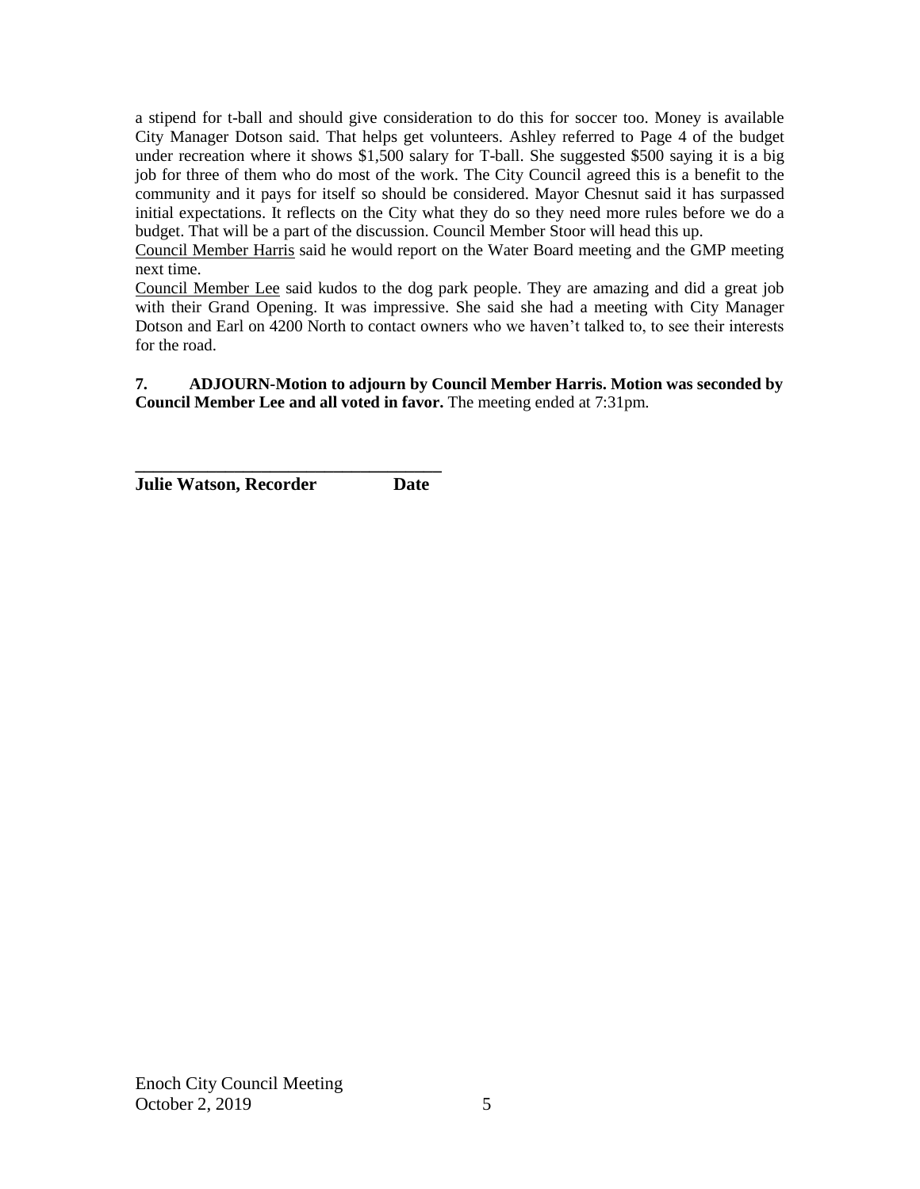a stipend for t-ball and should give consideration to do this for soccer too. Money is available City Manager Dotson said. That helps get volunteers. Ashley referred to Page 4 of the budget under recreation where it shows $1,500 salary for T-ball. She suggested $500 saying it is a big job for three of them who do most of the work. The City Council agreed this is a benefit to the community and it pays for itself so should be considered. Mayor Chesnut said it has surpassed initial expectations. It reflects on the City what they do so they need more rules before we do a budget. That will be a part of the discussion. Council Member Stoor will head this up.

Council Member Harris said he would report on the Water Board meeting and the GMP meeting next time.

Council Member Lee said kudos to the dog park people. They are amazing and did a great job with their Grand Opening. It was impressive. She said she had a meeting with City Manager Dotson and Earl on 4200 North to contact owners who we haven't talked to, to see their interests for the road.

**7. ADJOURN-Motion to adjourn by Council Member Harris. Motion was seconded by Council Member Lee and all voted in favor.** The meeting ended at 7:31pm.

**\_\_\_\_\_\_\_\_\_\_\_\_\_\_\_\_\_\_\_\_\_\_\_\_\_\_\_\_\_\_\_\_\_\_\_\_**

**Julie Watson, Recorder Date**